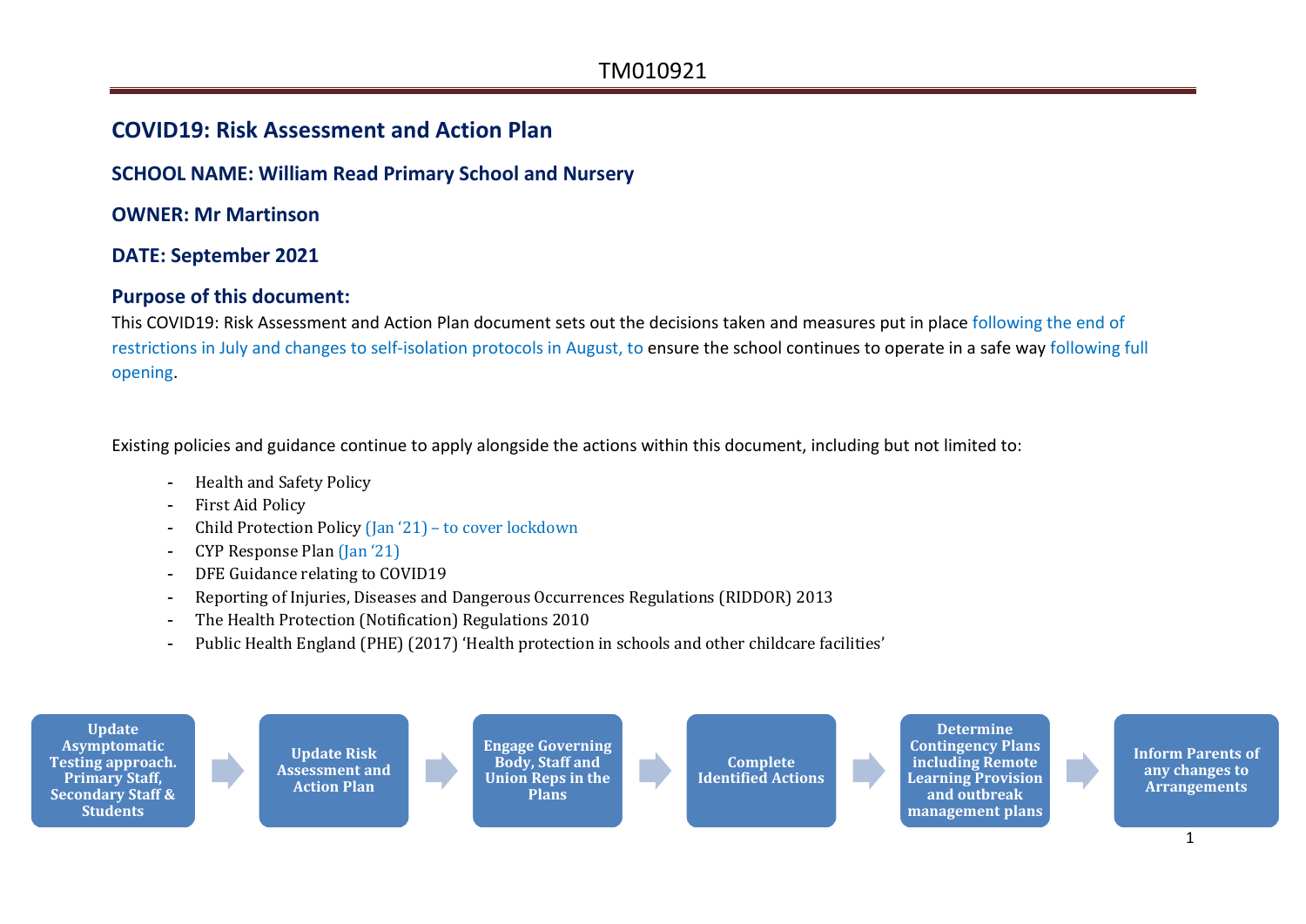# COVID19: Risk Assessment and Action Plan

## SCHOOL NAME: William Read Primary School and Nursery

## OWNER: Mr Martinson

## DATE: September 2021

### Purpose of this document:

This COVID19: Risk Assessment and Action Plan document sets out the decisions taken and measures put in place following the end of restrictions in July and changes to self-isolation protocols in August, to ensure the school continues to operate in a safe way following full opening.

Existing policies and guidance continue to apply alongside the actions within this document, including but not limited to:

- Health and Safety Policy
- First Aid Policy
- Child Protection Policy (Jan '21) – to cover lockdown
- CYP Response Plan (Jan '21)
- DFE Guidance relating to COVID19
- Reporting of Injuries, Diseases and Dangerous Occurrences Regulations (RIDDOR) 2013
- The Health Protection (Notification) Regulations 2010
- Public Health England (PHE) (2017) 'Health protection in schools and other childcare facilities'

**Update Asymptomatic Testing approach. Primary Staff, Secondary Staff & Students** → **Update Risk Assessment and Action Plan** → **Engage Governing Body, Staff and Union Reps in the Plans** → **Complete Identified Actions** → **Determine Contingency Plans including Remote Learning Provision and outbreak management plans** → **Inform Parents of any changes to Arrangements**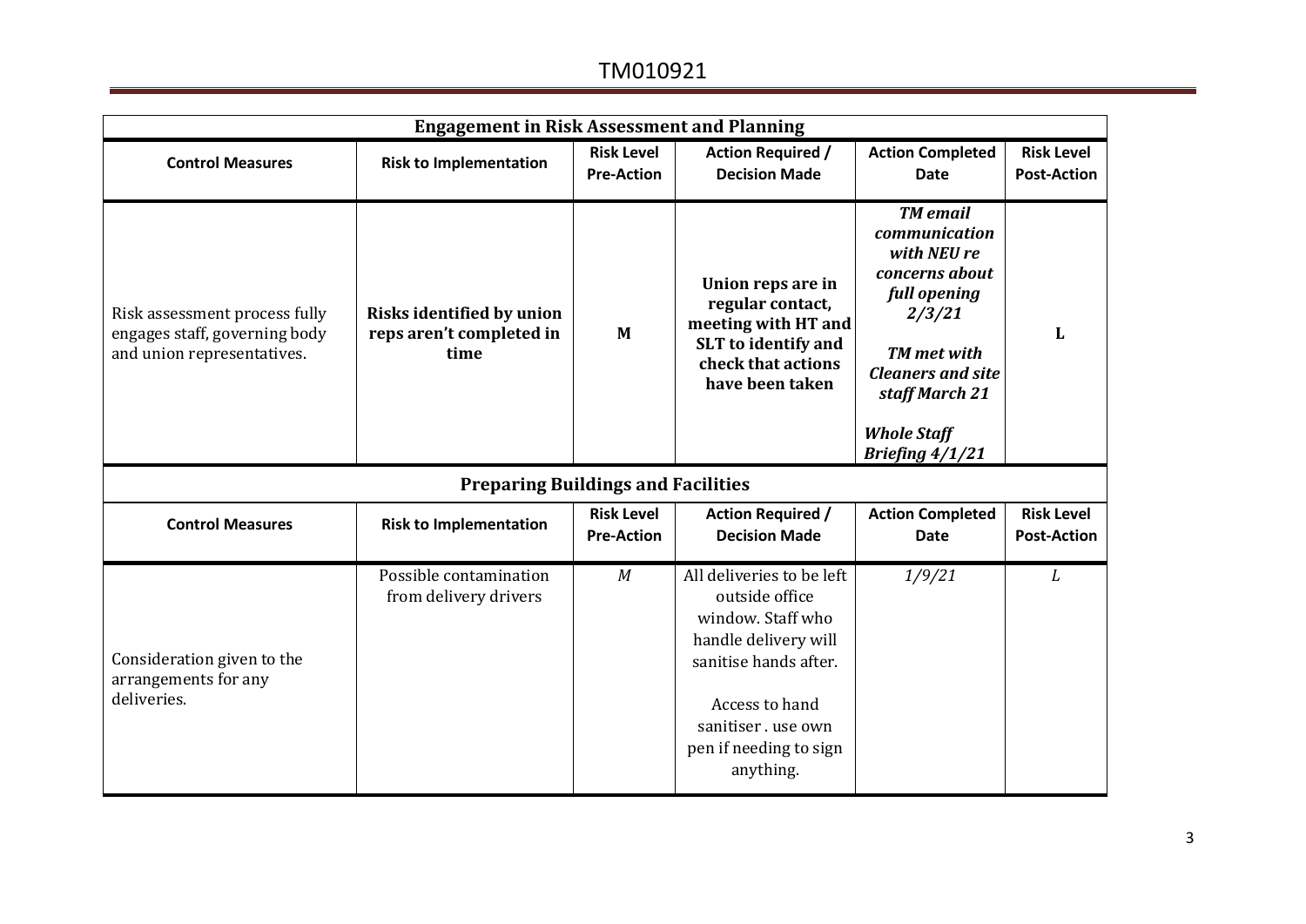| Engagement in Risk Assessment and Planning | | | | | |
|---|---|---|---|---|---|
| **Control Measures** | **Risk to Implementation** | **Risk Level Pre-Action** | **Action Required / Decision Made** | **Action Completed Date** | **Risk Level Post-Action** |
| Risk assessment process fully engages staff, governing body and union representatives. | **Risks identified by union reps aren't completed in time** | **M** | **Union reps are in regular contact, meeting with HT and SLT to identify and check that actions have been taken** | ***TM email communication with NEU re concerns about full opening 2/3/21*** <br><br> ***TM met with Cleaners and site staff March 21*** <br><br> ***Whole Staff Briefing 4/1/21*** | **L** |

| Preparing Buildings and Facilities | | | | | |
|---|---|---|---|---|---|
| **Control Measures** | **Risk to Implementation** | **Risk Level Pre-Action** | **Action Required / Decision Made** | **Action Completed Date** | **Risk Level Post-Action** |
| Consideration given to the arrangements for any deliveries. | Possible contamination from delivery drivers | *M* | All deliveries to be left outside office window. Staff who handle delivery will sanitise hands after. <br><br> Access to hand sanitiser . use own pen if needing to sign anything. | *1/9/21* | *L* |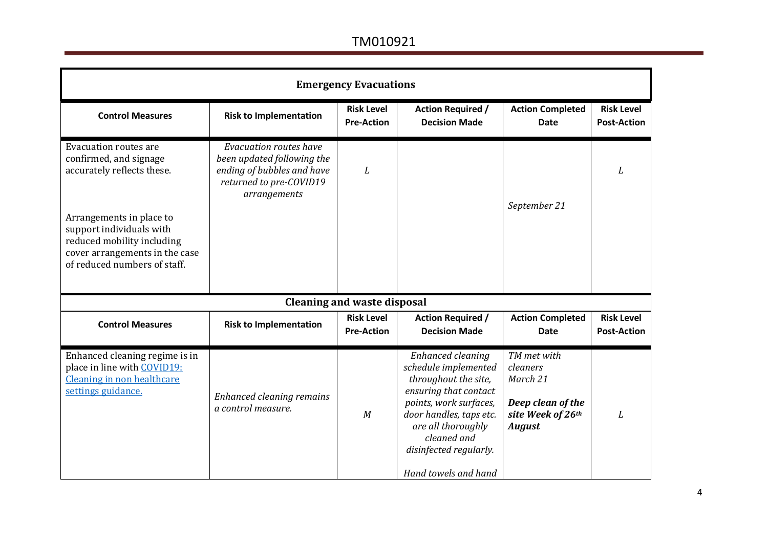| Emergency Evacuations | | | | | |
|---|---|---|---|---|---|
| **Control Measures** | **Risk to Implementation** | **Risk Level Pre-Action** | **Action Required / Decision Made** | **Action Completed Date** | **Risk Level Post-Action** |
| Evacuation routes are confirmed, and signage accurately reflects these.<br><br>Arrangements in place to support individuals with reduced mobility including cover arrangements in the case of reduced numbers of staff. | *Evacuation routes have been updated following the ending of bubbles and have returned to pre-COVID19 arrangements* | *L* | | *September 21* | *L* |

| Cleaning and waste disposal | | | | | |
|---|---|---|---|---|---|
| **Control Measures** | **Risk to Implementation** | **Risk Level Pre-Action** | **Action Required / Decision Made** | **Action Completed Date** | **Risk Level Post-Action** |
| Enhanced cleaning regime is in place in line with [COVID19: Cleaning in non healthcare settings guidance.]() | *Enhanced cleaning remains a control measure.* | *M* | *Enhanced cleaning schedule implemented throughout the site, ensuring that contact points, work surfaces, door handles, taps etc. are all thoroughly cleaned and disinfected regularly.*<br><br>*Hand towels and hand* | *TM met with cleaners March 21*<br><br>***Deep clean of the site Week of 26th August*** | *L* |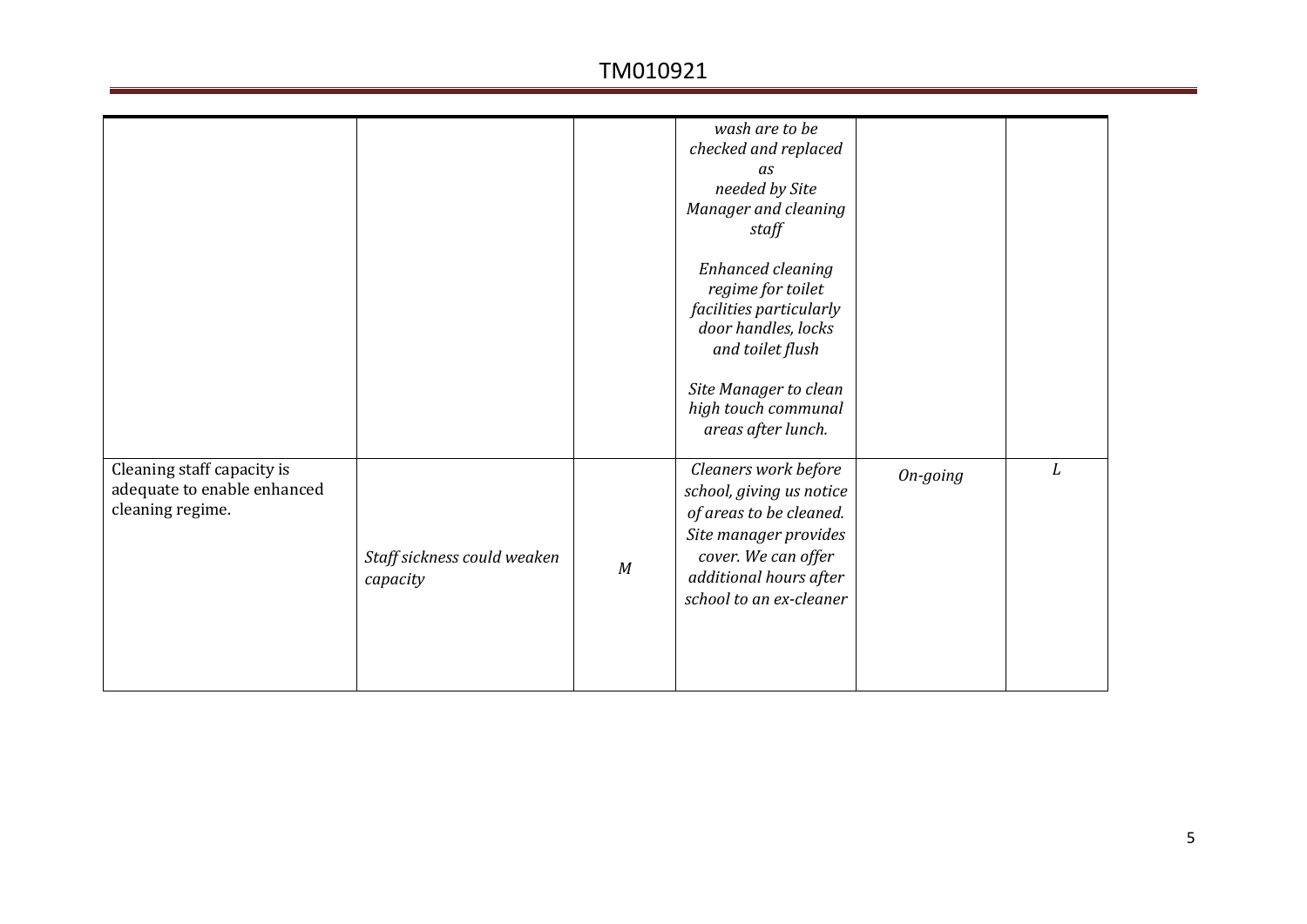| | | | | | |
|---|---|---|---|---|---|
| | | | *wash are to be checked and replaced as needed by Site Manager and cleaning staff*<br><br>*Enhanced cleaning regime for toilet facilities particularly door handles, locks and toilet flush*<br><br>*Site Manager to clean high touch communal areas after lunch.* | | |
| Cleaning staff capacity is adequate to enable enhanced cleaning regime. | *Staff sickness could weaken capacity* | *M* | *Cleaners work before school, giving us notice of areas to be cleaned. Site manager provides cover. We can offer additional hours after school to an ex-cleaner* | *On-going* | *L* |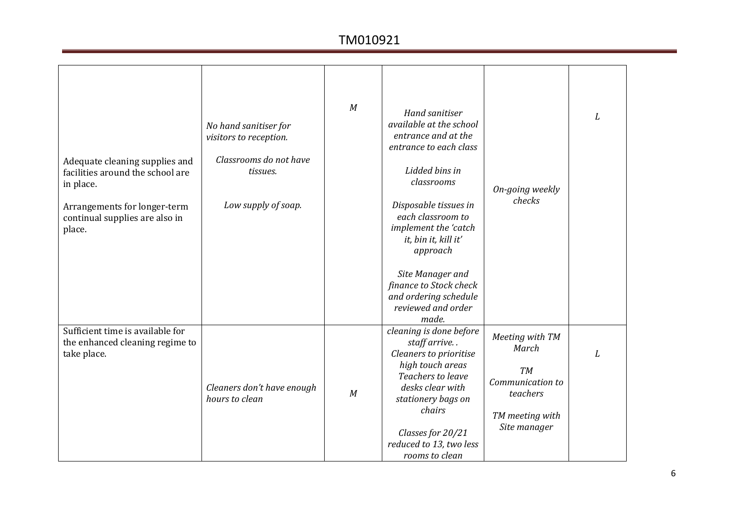| | | | | | |
|---|---|---|---|---|---|
| Adequate cleaning supplies and facilities around the school are in place.<br><br>Arrangements for longer-term continual supplies are also in place. | *No hand sanitiser for visitors to reception.*<br><br>*Classrooms do not have tissues.*<br><br>*Low supply of soap.* | *M* | *Hand sanitiser available at the school entrance and at the entrance to each class*<br><br>*Lidded bins in classrooms*<br><br>*Disposable tissues in each classroom to implement the 'catch it, bin it, kill it' approach*<br><br>*Site Manager and finance to Stock check and ordering schedule reviewed and order made.* | *On-going weekly checks* | *L* |
| Sufficient time is available for the enhanced cleaning regime to take place. | *Cleaners don't have enough hours to clean* | *M* | *cleaning is done before staff arrive. .*<br>*Cleaners to prioritise high touch areas*<br>*Teachers to leave desks clear with stationery bags on chairs*<br><br>*Classes for 20/21 reduced to 13, two less rooms to clean* | *Meeting with TM March*<br><br>*TM Communication to teachers*<br><br>*TM meeting with Site manager* | *L* |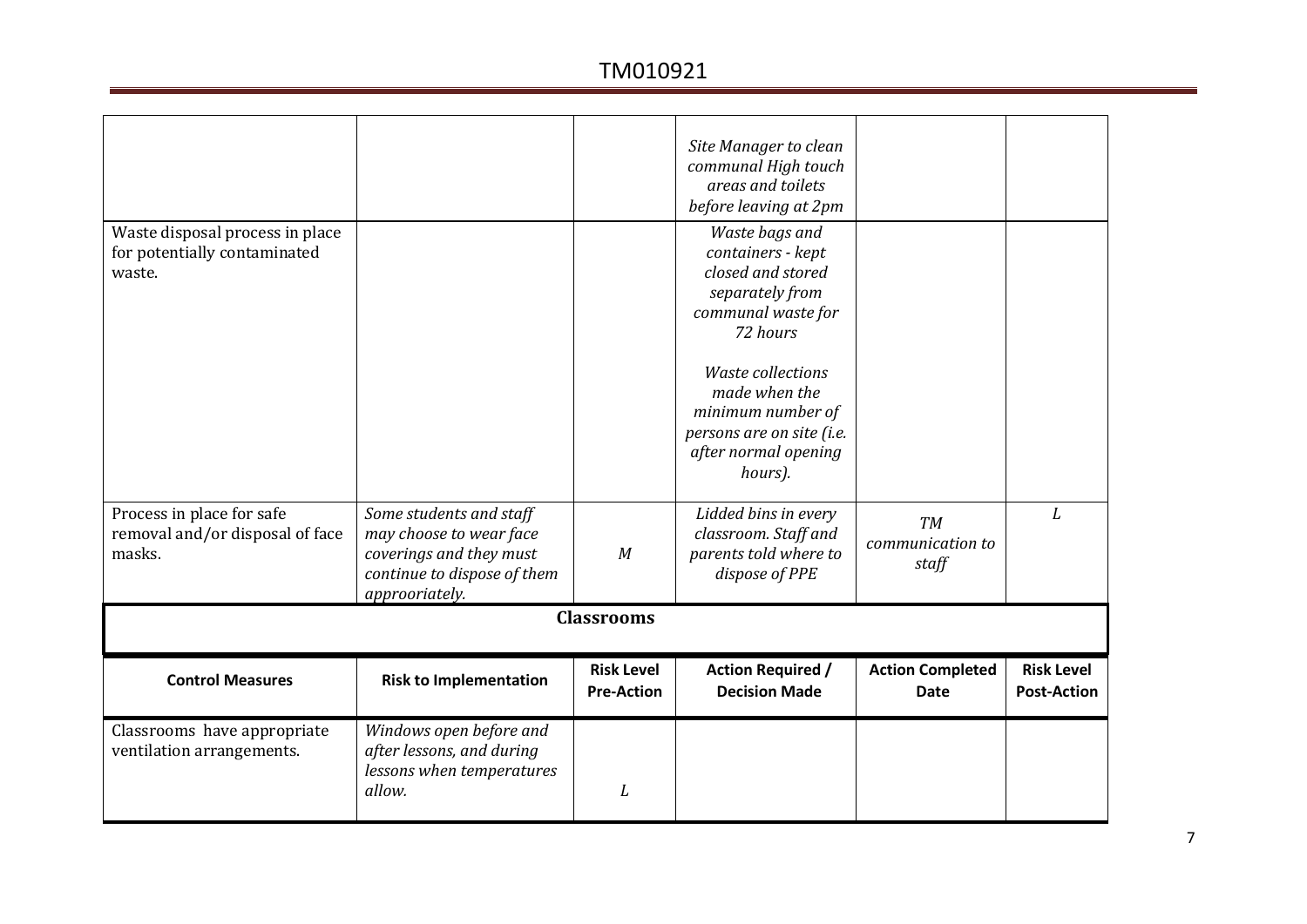| | | | | | |
|---|---|---|---|---|---|
| | | | *Site Manager to clean communal High touch areas and toilets before leaving at 2pm* | | |
| Waste disposal process in place for potentially contaminated waste. | | | *Waste bags and containers - kept closed and stored separately from communal waste for 72 hours*<br><br>*Waste collections made when the minimum number of persons are on site (i.e. after normal opening hours).* | | |
| Process in place for safe removal and/or disposal of face masks. | *Some students and staff may choose to wear face coverings and they must continue to dispose of them approoriately.* | *M* | *Lidded bins in every classroom. Staff and parents told where to dispose of PPE* | *TM communication to staff* | *L* |

## Classrooms

| Control Measures | Risk to Implementation | Risk Level Pre-Action | Action Required / Decision Made | Action Completed Date | Risk Level Post-Action |
|---|---|---|---|---|---|
| Classrooms have appropriate ventilation arrangements. | *Windows open before and after lessons, and during lessons when temperatures allow.* | *L* | | | |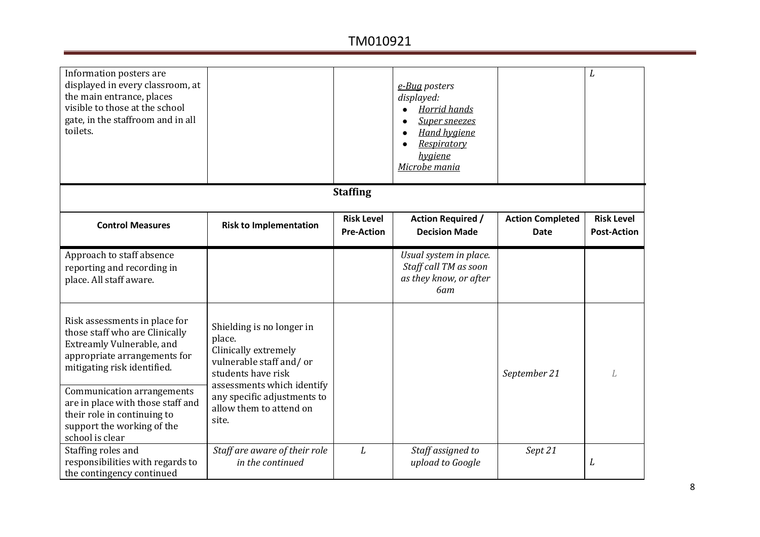| | | | | | |
|---|---|---|---|---|---|
| Information posters are displayed in every classroom, at the main entrance, places visible to those at the school gate, in the staffroom and in all toilets. | | | *e-Bug posters displayed:*<br>• *Horrid hands*<br>• *Super sneezes*<br>• *Hand hygiene*<br>• *Respiratory hygiene*<br>*Microbe mania* | | *L* |

**Staffing**

| Control Measures | Risk to Implementation | Risk Level Pre-Action | Action Required / Decision Made | Action Completed Date | Risk Level Post-Action |
|---|---|---|---|---|---|
| Approach to staff absence reporting and recording in place. All staff aware. | | | *Usual system in place. Staff call TM as soon as they know, or after 6am* | | |
| Risk assessments in place for those staff who are Clinically Extreamly Vulnerable, and appropriate arrangements for mitigating risk identified. | Shielding is no longer in place.<br>Clinically extremely vulnerable staff and/ or students have risk assessments which identify any specific adjustments to allow them to attend on site. | | | *September 21* | *L* |
| Communication arrangements are in place with those staff and their role in continuing to support the working of the school is clear | | | | | |
| Staffing roles and responsibilities with regards to the contingency continued | *Staff are aware of their role in the continued* | *L* | *Staff assigned to upload to Google* | *Sept 21* | *L* |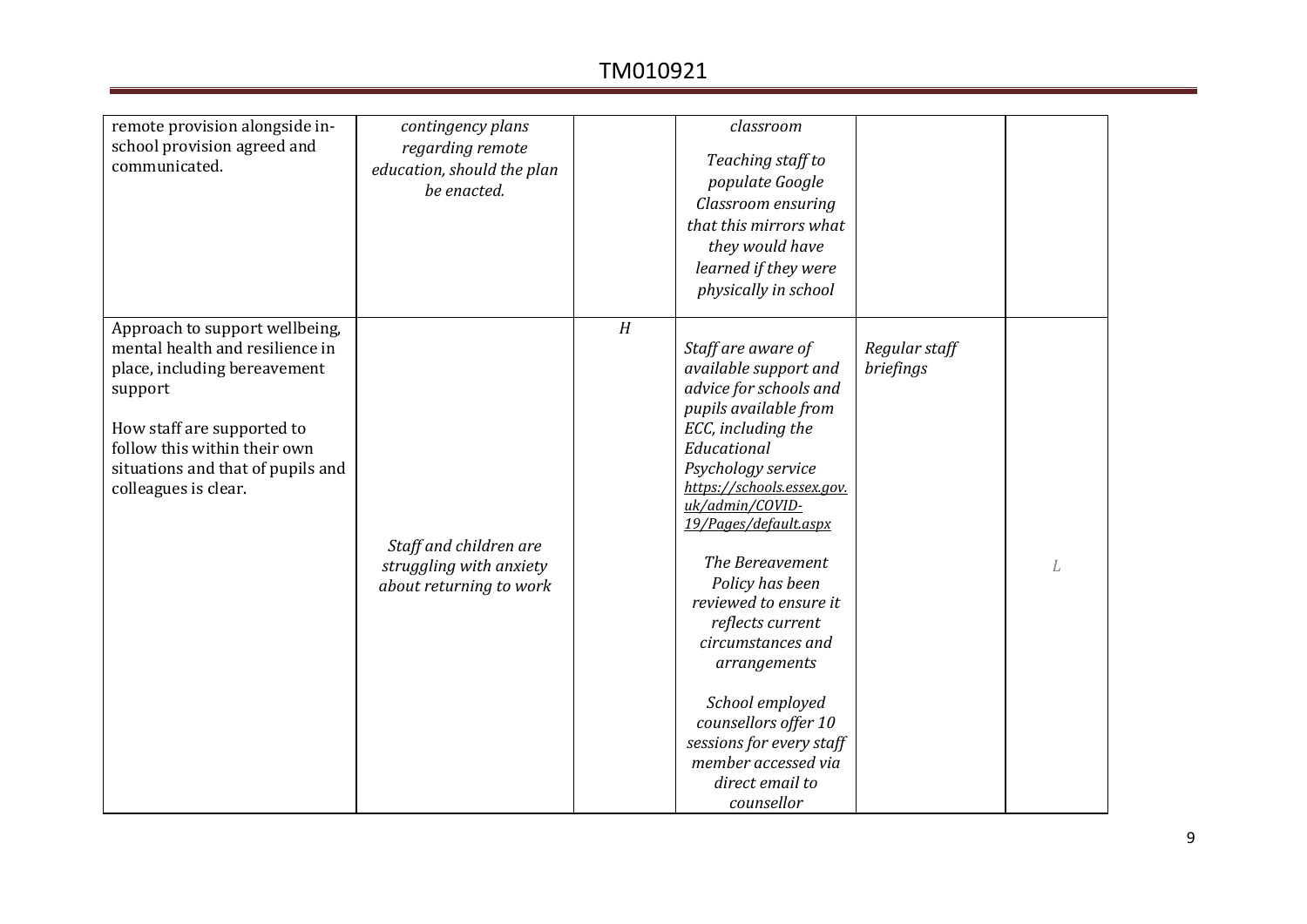| | | | | | |
|---|---|---|---|---|---|
| remote provision alongside in-school provision agreed and communicated. | *contingency plans regarding remote education, should the plan be enacted.* | | *classroom*<br><br>*Teaching staff to populate Google Classroom ensuring that this mirrors what they would have learned if they were physically in school* | | |
| Approach to support wellbeing, mental health and resilience in place, including bereavement support<br><br>How staff are supported to follow this within their own situations and that of pupils and colleagues is clear. | *Staff and children are struggling with anxiety about returning to work* | *H* | *Staff are aware of available support and advice for schools and pupils available from ECC, including the Educational Psychology service https://schools.essex.gov.uk/admin/COVID-19/Pages/default.aspx*<br><br>*The Bereavement Policy has been reviewed to ensure it reflects current circumstances and arrangements*<br><br>*School employed counsellors offer 10 sessions for every staff member accessed via direct email to counsellor* | *Regular staff briefings* | *L* |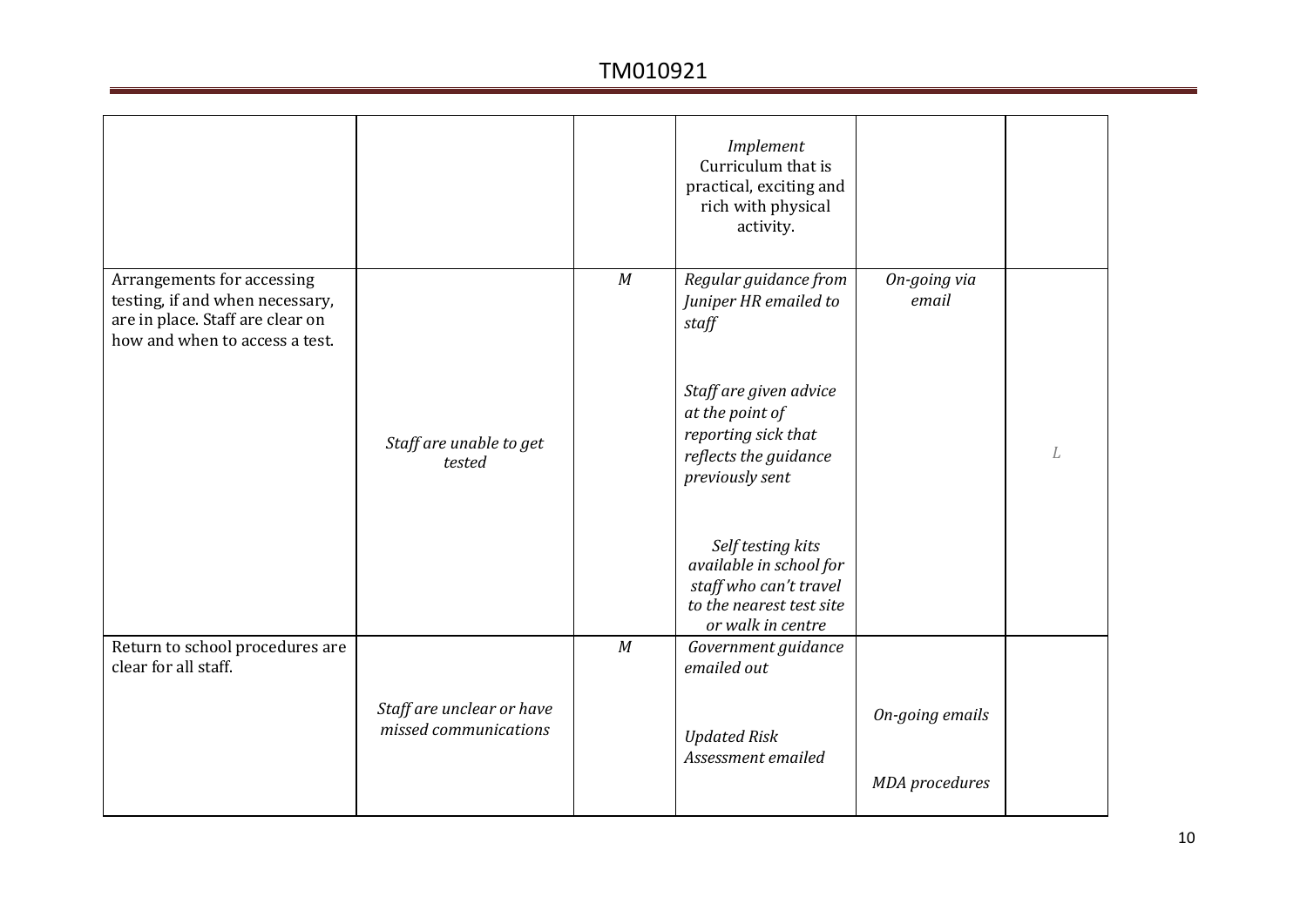| | | | | | |
|---|---|---|---|---|---|
| | | | *Implement* Curriculum that is practical, exciting and rich with physical activity. | | |
| Arrangements for accessing testing, if and when necessary, are in place. Staff are clear on how and when to access a test. | *Staff are unable to get tested* | *M* | *Regular guidance from Juniper HR emailed to staff*<br><br>*Staff are given advice at the point of reporting sick that reflects the guidance previously sent*<br><br>*Self testing kits available in school for staff who can't travel to the nearest test site or walk in centre* | *On-going via email* | *L* |
| Return to school procedures are clear for all staff. | *Staff are unclear or have missed communications* | *M* | *Government guidance emailed out*<br><br>*Updated Risk Assessment emailed* | *On-going emails*<br><br>*MDA procedures* | |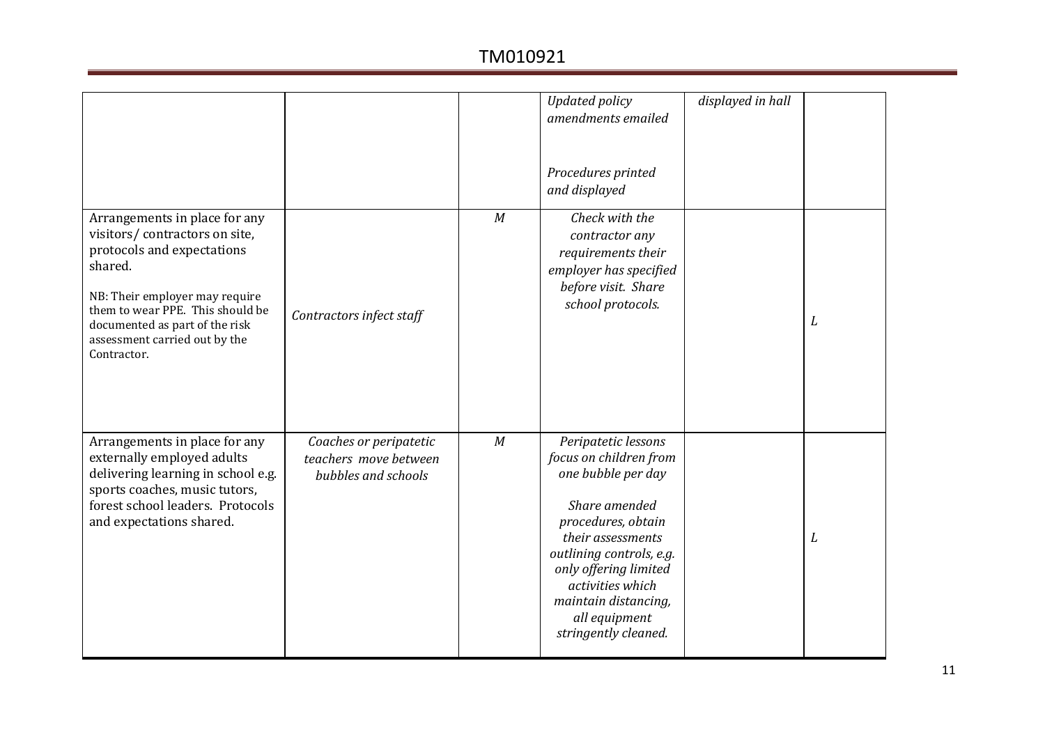| | | | | | |
|---|---|---|---|---|---|
| | | | *Updated policy amendments emailed*<br><br>*Procedures printed and displayed* | *displayed in hall* | |
| Arrangements in place for any visitors/ contractors on site, protocols and expectations shared.<br><br>NB: Their employer may require them to wear PPE. This should be documented as part of the risk assessment carried out by the Contractor. | *Contractors infect staff* | *M* | *Check with the contractor any requirements their employer has specified before visit. Share school protocols.* | | *L* |
| Arrangements in place for any externally employed adults delivering learning in school e.g. sports coaches, music tutors, forest school leaders. Protocols and expectations shared. | *Coaches or peripatetic teachers move between bubbles and schools* | *M* | *Peripatetic lessons focus on children from one bubble per day*<br><br>*Share amended procedures, obtain their assessments outlining controls, e.g. only offering limited activities which maintain distancing, all equipment stringently cleaned.* | | *L* |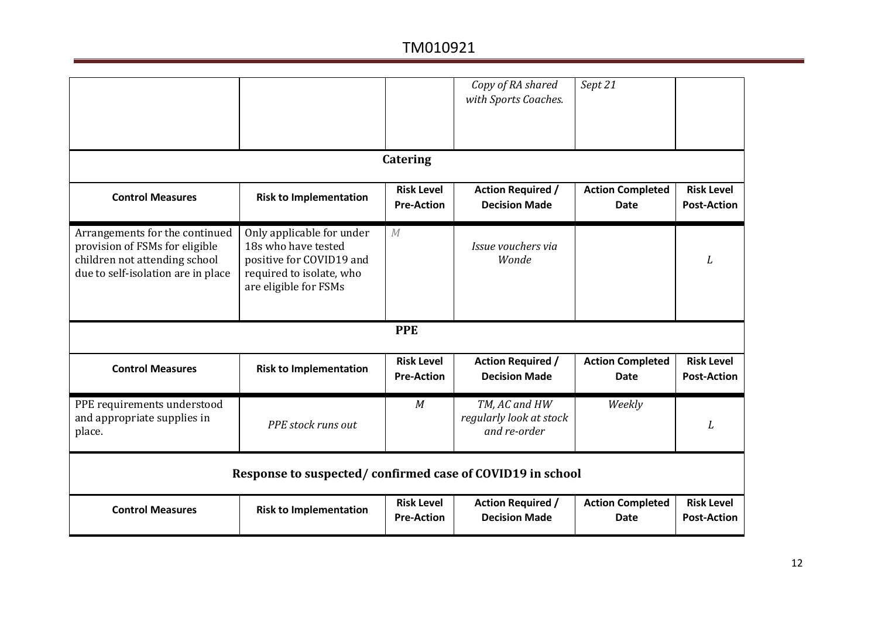| | | | *Copy of RA shared with Sports Coaches.* | *Sept 21* | |
|---|---|---|---|---|---|

**Catering**

| Control Measures | Risk to Implementation | Risk Level Pre-Action | Action Required / Decision Made | Action Completed Date | Risk Level Post-Action |
|---|---|---|---|---|---|
| Arrangements for the continued provision of FSMs for eligible children not attending school due to self-isolation are in place | Only applicable for under 18s who have tested positive for COVID19 and required to isolate, who are eligible for FSMs | *M* | *Issue vouchers via Wonde* | | *L* |

**PPE**

| Control Measures | Risk to Implementation | Risk Level Pre-Action | Action Required / Decision Made | Action Completed Date | Risk Level Post-Action |
|---|---|---|---|---|---|
| PPE requirements understood and appropriate supplies in place. | *PPE stock runs out* | *M* | *TM, AC and HW regularly look at stock and re-order* | *Weekly* | *L* |

**Response to suspected/ confirmed case of COVID19 in school**

| Control Measures | Risk to Implementation | Risk Level Pre-Action | Action Required / Decision Made | Action Completed Date | Risk Level Post-Action |
|---|---|---|---|---|---|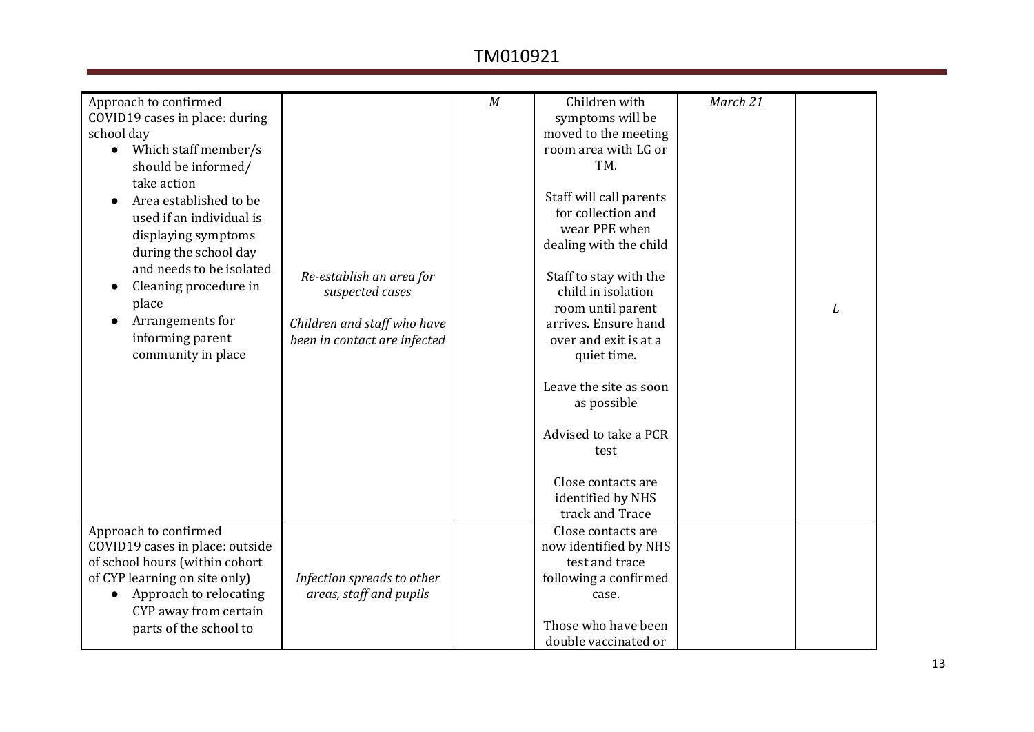| | | | | | |
|---|---|---|---|---|---|
| Approach to confirmed COVID19 cases in place: during school day<br>• Which staff member/s should be informed/ take action<br>• Area established to be used if an individual is displaying symptoms during the school day and needs to be isolated<br>• Cleaning procedure in place<br>• Arrangements for informing parent community in place | *Re-establish an area for suspected cases*<br><br>*Children and staff who have been in contact are infected* | *M* | Children with symptoms will be moved to the meeting room area with LG or TM.<br><br>Staff will call parents for collection and wear PPE when dealing with the child<br><br>Staff to stay with the child in isolation room until parent arrives. Ensure hand over and exit is at a quiet time.<br><br>Leave the site as soon as possible<br><br>Advised to take a PCR test<br><br>Close contacts are identified by NHS track and Trace | *March 21* | *L* |
| Approach to confirmed COVID19 cases in place: outside of school hours (within cohort of CYP learning on site only)<br>• Approach to relocating CYP away from certain parts of the school to | *Infection spreads to other areas, staff and pupils* | | Close contacts are now identified by NHS test and trace following a confirmed case.<br><br>Those who have been double vaccinated or | | |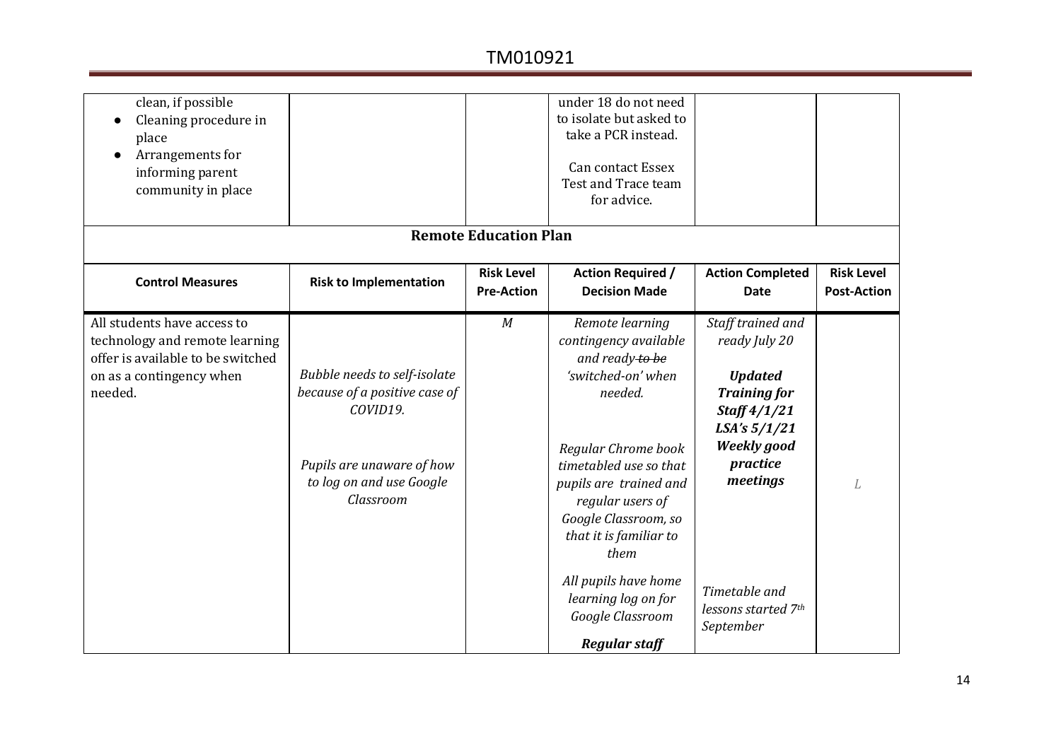| | | | | | |
|---|---|---|---|---|---|
| clean, if possible<br>● Cleaning procedure in place<br>● Arrangements for informing parent community in place | | | under 18 do not need to isolate but asked to take a PCR instead.<br><br>Can contact Essex Test and Trace team for advice. | | |

**Remote Education Plan**

| Control Measures | Risk to Implementation | Risk Level Pre-Action | Action Required / Decision Made | Action Completed Date | Risk Level Post-Action |
|---|---|---|---|---|---|
| All students have access to technology and remote learning offer is available to be switched on as a contingency when needed. | *Bubble needs to self-isolate because of a positive case of COVID19.*<br><br>*Pupils are unaware of how to log on and use Google Classroom* | *M* | *Remote learning contingency available and ready ~~to be~~ 'switched-on' when needed.*<br><br>*Regular Chrome book timetabled use so that pupils are trained and regular users of Google Classroom, so that it is familiar to them*<br><br>*All pupils have home learning log on for Google Classroom*<br><br>***Regular staff*** | *Staff trained and ready July 20*<br><br>***Updated Training for Staff 4/1/21 LSA's 5/1/21 Weekly good practice meetings***<br><br>*Timetable and lessons started 7th September* | *L* |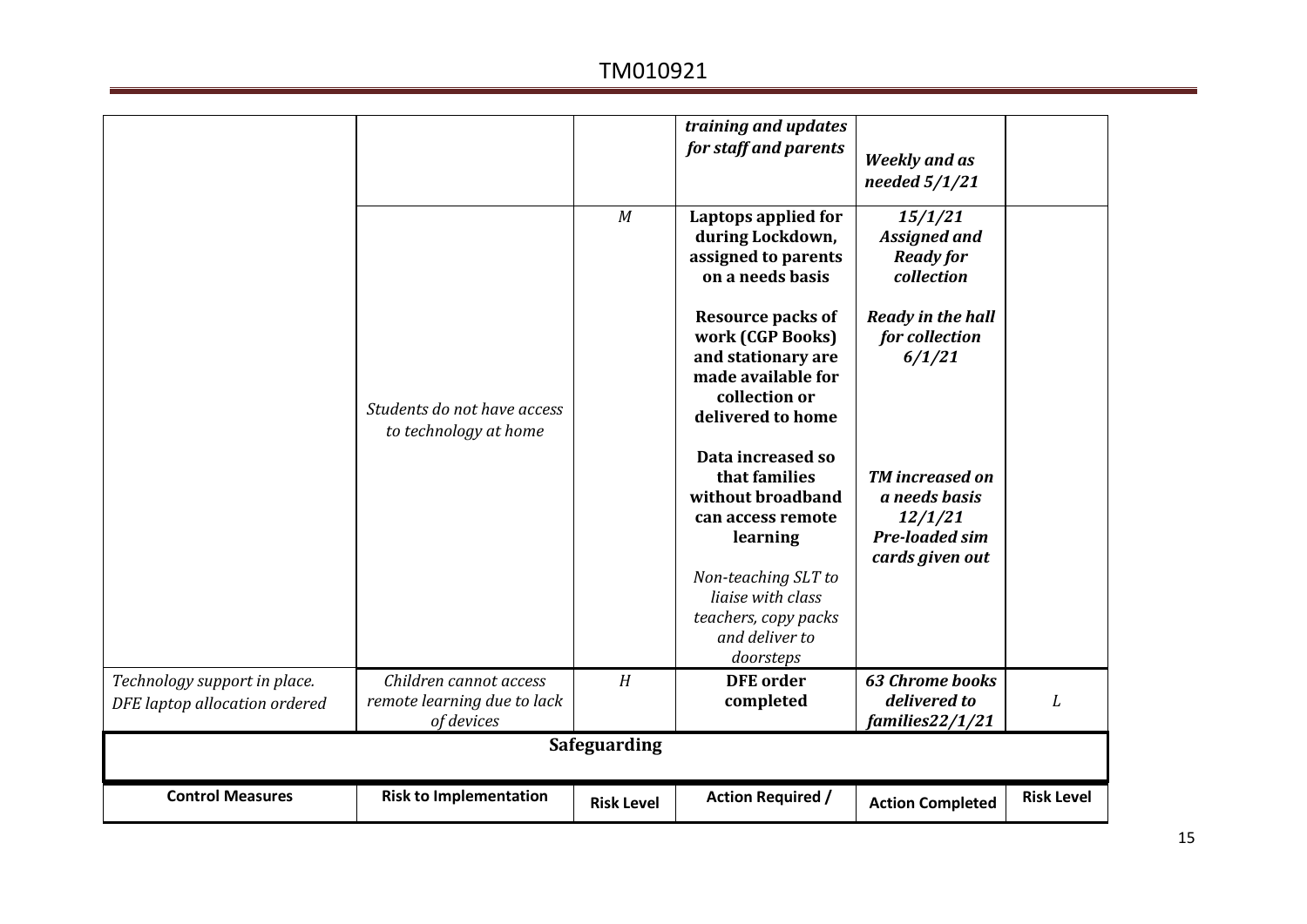| | | | ***training and updates for staff and parents*** | ***Weekly and as needed 5/1/21*** | |
|---|---|---|---|---|---|
| | *Students do not have access to technology at home* | *M* | **Laptops applied for during Lockdown, assigned to parents on a needs basis**<br><br>**Resource packs of work (CGP Books) and stationary are made available for collection or delivered to home**<br><br>**Data increased so that families without broadband can access remote learning**<br><br>*Non-teaching SLT to liaise with class teachers, copy packs and deliver to doorsteps* | ***15/1/21 Assigned and Ready for collection***<br><br>***Ready in the hall for collection 6/1/21***<br><br>***TM increased on a needs basis 12/1/21 Pre-loaded sim cards given out*** | |
| *Technology support in place. DFE laptop allocation ordered* | *Children cannot access remote learning due to lack of devices* | *H* | **DFE order completed** | ***63 Chrome books delivered to families22/1/21*** | *L* |

## Safeguarding

| Control Measures | Risk to Implementation | Risk Level | Action Required / | Action Completed | Risk Level |
|---|---|---|---|---|---|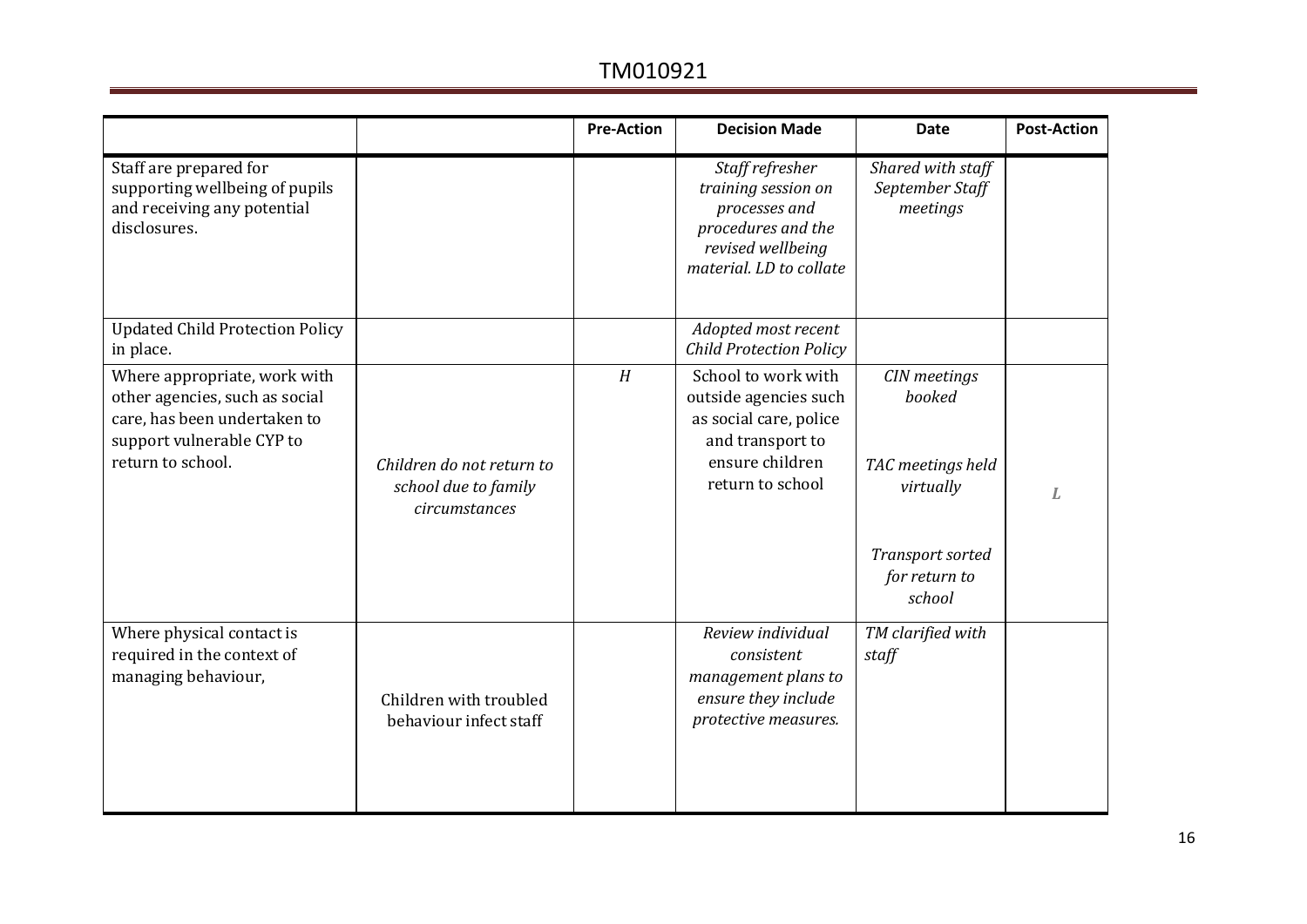| | | Pre-Action | Decision Made | Date | Post-Action |
|---|---|---|---|---|---|
| Staff are prepared for supporting wellbeing of pupils and receiving any potential disclosures. | | | *Staff refresher training session on processes and procedures and the revised wellbeing material. LD to collate* | *Shared with staff September Staff meetings* | |
| Updated Child Protection Policy in place. | | | *Adopted most recent Child Protection Policy* | | |
| Where appropriate, work with other agencies, such as social care, has been undertaken to support vulnerable CYP to return to school. | *Children do not return to school due to family circumstances* | *H* | School to work with outside agencies such as social care, police and transport to ensure children return to school | *CIN meetings booked*<br><br>*TAC meetings held virtually*<br><br>*Transport sorted for return to school* | *L* |
| Where physical contact is required in the context of managing behaviour, | Children with troubled behaviour infect staff | | *Review individual consistent management plans to ensure they include protective measures.* | *TM clarified with staff* | |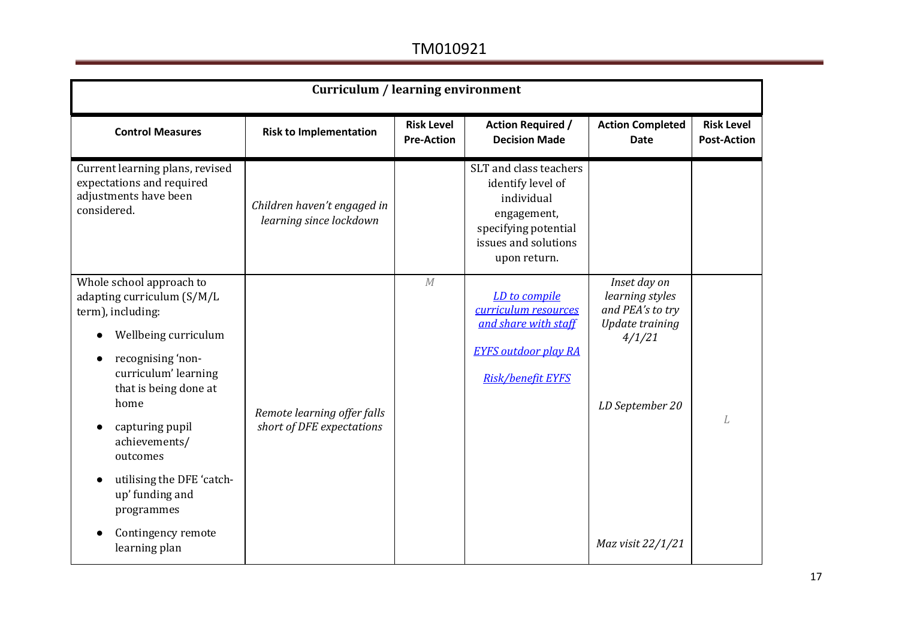| Curriculum / learning environment | | | | | |
|---|---|---|---|---|---|
| **Control Measures** | **Risk to Implementation** | **Risk Level Pre-Action** | **Action Required / Decision Made** | **Action Completed Date** | **Risk Level Post-Action** |
| Current learning plans, revised expectations and required adjustments have been considered. | *Children haven't engaged in learning since lockdown* | | SLT and class teachers identify level of individual engagement, specifying potential issues and solutions upon return. | | |
| Whole school approach to adapting curriculum (S/M/L term), including:<br>• Wellbeing curriculum<br>• recognising 'non-curriculum' learning that is being done at home<br>• capturing pupil achievements/ outcomes<br>• utilising the DFE 'catch-up' funding and programmes<br>• Contingency remote learning plan | *Remote learning offer falls short of DFE expectations* | *M* | *LD to compile curriculum resources and share with staff*<br>*EYFS outdoor play RA*<br>*Risk/benefit EYFS* | *Inset day on learning styles and PEA's to try Update training 4/1/21*<br>*LD September 20*<br>*Maz visit 22/1/21* | *L* |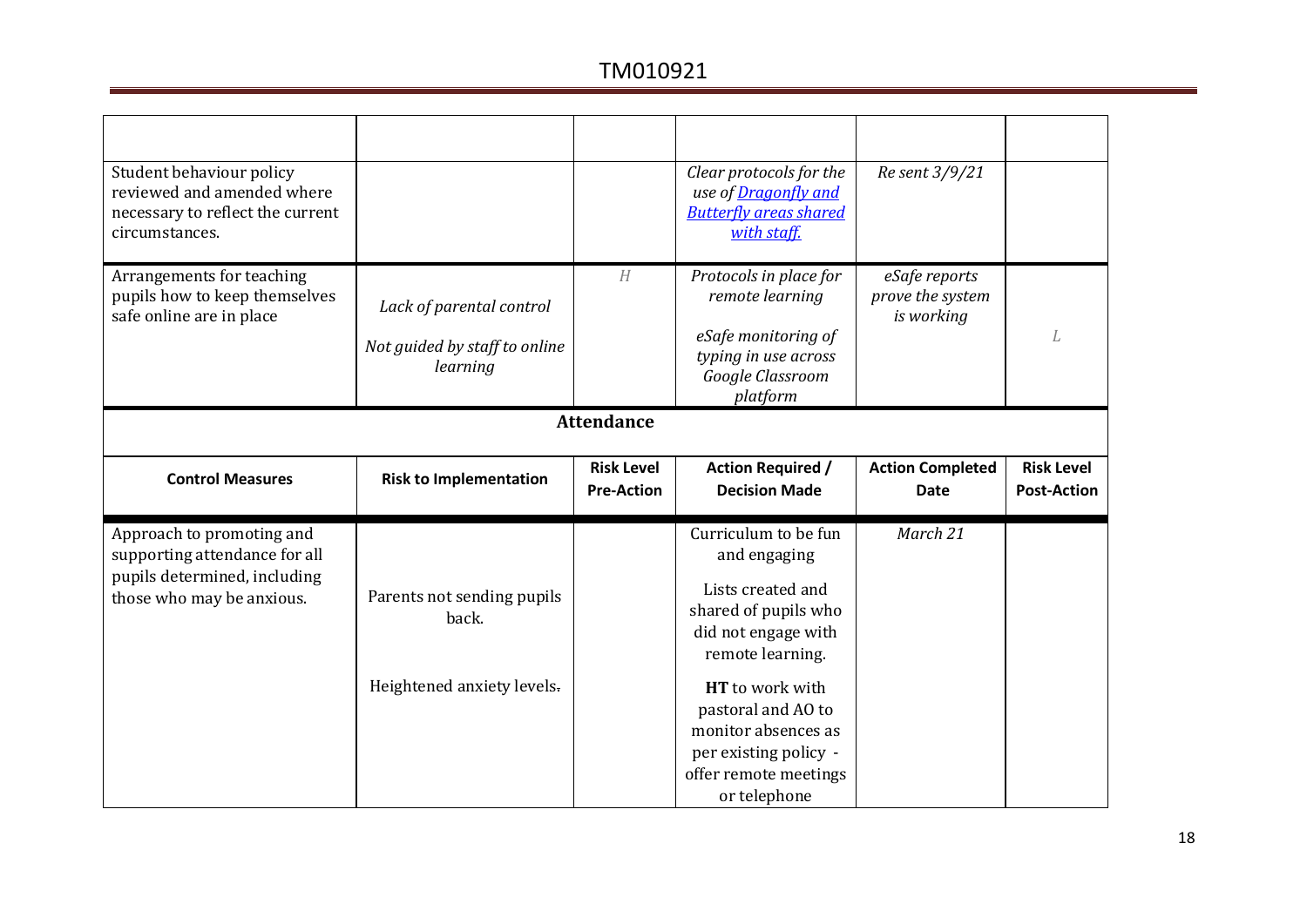| | | | | | |
|---|---|---|---|---|---|
| Student behaviour policy reviewed and amended where necessary to reflect the current circumstances. | | | *Clear protocols for the use of [Dragonfly and Butterfly areas shared with staff.]()* | *Re sent 3/9/21* | |
| Arrangements for teaching pupils how to keep themselves safe online are in place | *Lack of parental control*<br><br>*Not guided by staff to online learning* | *H* | *Protocols in place for remote learning*<br><br>*eSafe monitoring of typing in use across Google Classroom platform* | *eSafe reports prove the system is working* | *L* |

**Attendance**

| Control Measures | Risk to Implementation | Risk Level Pre-Action | Action Required / Decision Made | Action Completed Date | Risk Level Post-Action |
|---|---|---|---|---|---|
| Approach to promoting and supporting attendance for all pupils determined, including those who may be anxious. | Parents not sending pupils back.<br><br>Heightened anxiety levels. | | Curriculum to be fun and engaging<br><br>Lists created and shared of pupils who did not engage with remote learning.<br><br>**HT** to work with pastoral and AO to monitor absences as per existing policy - offer remote meetings or telephone | *March 21* | |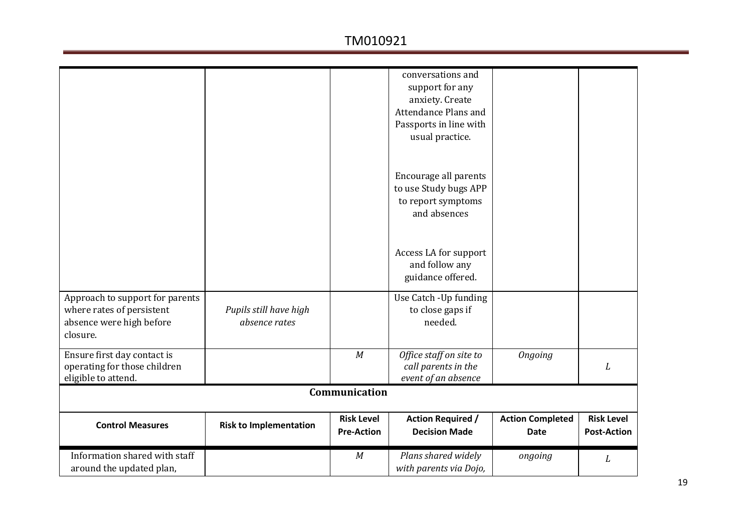| | | | conversations and support for any anxiety. Create Attendance Plans and Passports in line with usual practice.<br><br>Encourage all parents to use Study bugs APP to report symptoms and absences<br><br>Access LA for support and follow any guidance offered. | | |
|---|---|---|---|---|---|
| Approach to support for parents where rates of persistent absence were high before closure. | *Pupils still have high absence rates* | | Use Catch -Up funding to close gaps if needed. | | |
| Ensure first day contact is operating for those children eligible to attend. | | *M* | *Office staff on site to call parents in the event of an absence* | *Ongoing* | *L* |

**Communication**

| **Control Measures** | **Risk to Implementation** | **Risk Level Pre-Action** | **Action Required / Decision Made** | **Action Completed Date** | **Risk Level Post-Action** |
|---|---|---|---|---|---|
| Information shared with staff around the updated plan, | | *M* | *Plans shared widely with parents via Dojo,* | *ongoing* | *L* |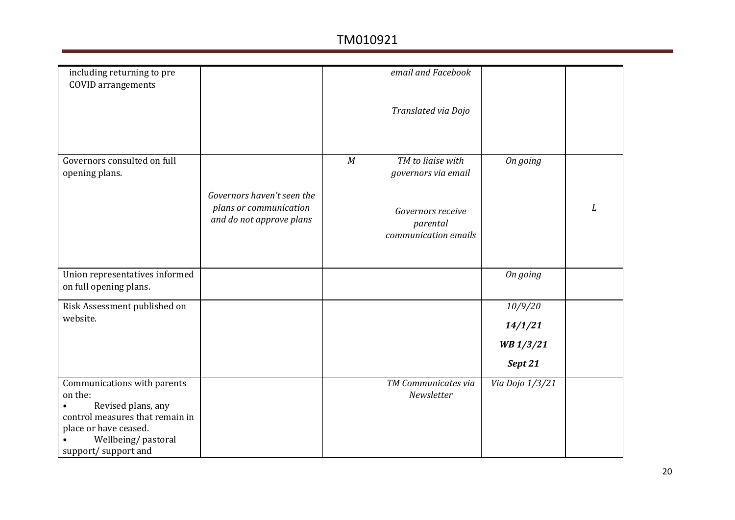| | | | | | |
|---|---|---|---|---|---|
| including returning to pre COVID arrangements | | | *email and Facebook*<br><br>*Translated via Dojo* | | |
| Governors consulted on full opening plans. | *Governors haven't seen the plans or communication and do not approve plans* | *M* | *TM to liaise with governors via email*<br><br>*Governors receive parental communication emails* | *On going* | *L* |
| Union representatives informed on full opening plans. | | | | *On going* | |
| Risk Assessment published on website. | | | | *10/9/20*<br>***14/1/21***<br>***WB 1/3/21***<br>***Sept 21*** | |
| Communications with parents on the:<br>• Revised plans, any control measures that remain in place or have ceased.<br>• Wellbeing/ pastoral support/ support and | | | *TM Communicates via Newsletter* | *Via Dojo 1/3/21* | |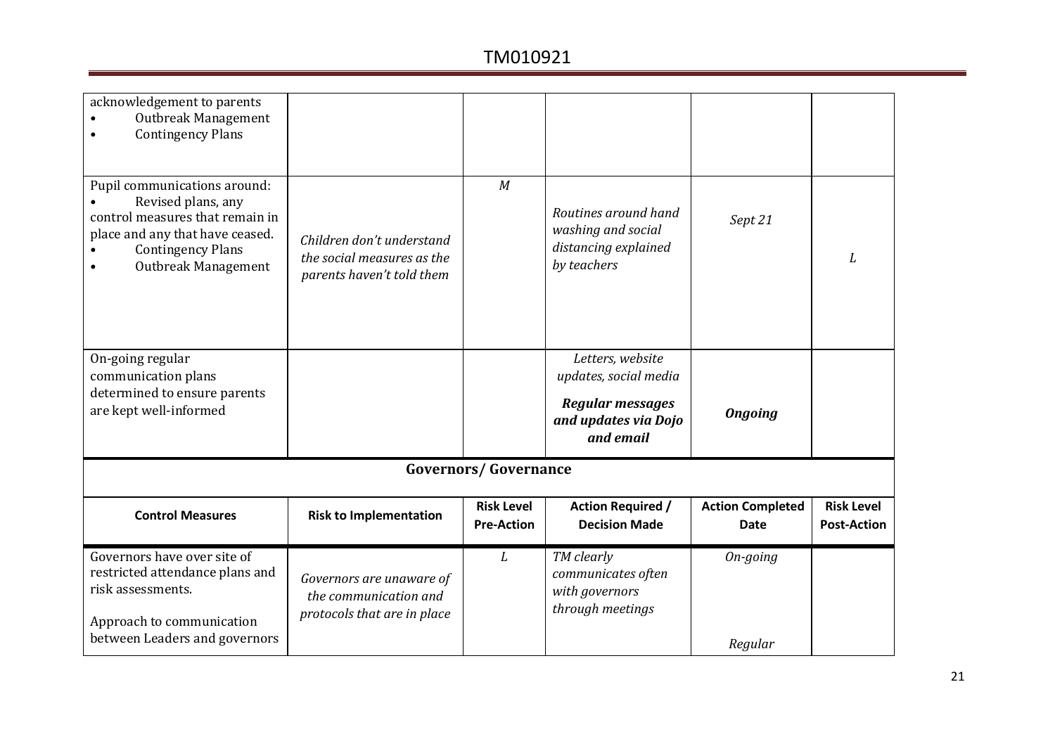| | | | | | |
|---|---|---|---|---|---|
| acknowledgement to parents<br>• Outbreak Management<br>• Contingency Plans | | | | | |
| Pupil communications around:<br>• Revised plans, any control measures that remain in place and any that have ceased.<br>• Contingency Plans<br>• Outbreak Management | *Children don't understand the social measures as the parents haven't told them* | *M* | *Routines around hand washing and social distancing explained by teachers* | *Sept 21* | *L* |
| On-going regular communication plans determined to ensure parents are kept well-informed | | | *Letters, website updates, social media*<br>***Regular messages and updates via Dojo and email*** | ***Ongoing*** | |

**Governors/ Governance**

| Control Measures | Risk to Implementation | Risk Level Pre-Action | Action Required / Decision Made | Action Completed Date | Risk Level Post-Action |
|---|---|---|---|---|---|
| Governors have over site of restricted attendance plans and risk assessments.<br>Approach to communication between Leaders and governors | *Governors are unaware of the communication and protocols that are in place* | *L* | *TM clearly communicates often with governors through meetings* | *On-going*<br>*Regular* | |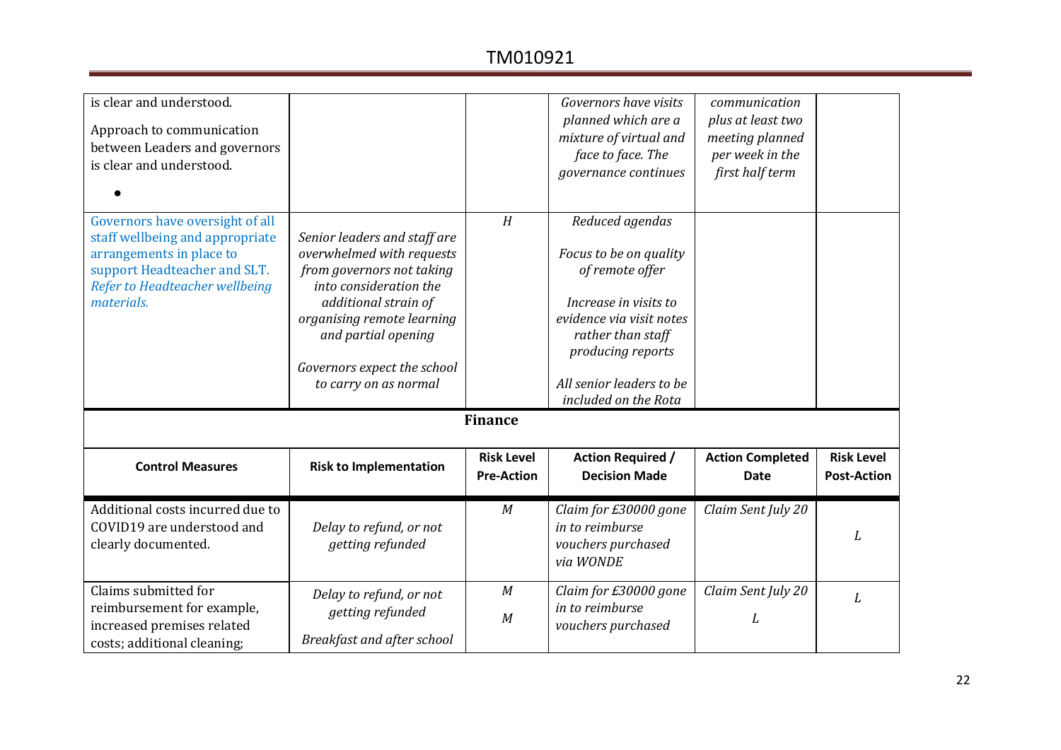| | | | | | |
|---|---|---|---|---|---|
| is clear and understood.<br><br>Approach to communication between Leaders and governors is clear and understood.<br><br>• | | | *Governors have visits planned which are a mixture of virtual and face to face. The governance continues* | *communication plus at least two meeting planned per week in the first half term* | |
| Governors have oversight of all staff wellbeing and appropriate arrangements in place to support Headteacher and SLT. *Refer to Headteacher wellbeing materials.* | *Senior leaders and staff are overwhelmed with requests from governors not taking into consideration the additional strain of organising remote learning and partial opening*<br><br>*Governors expect the school to carry on as normal* | *H* | *Reduced agendas*<br><br>*Focus to be on quality of remote offer*<br><br>*Increase in visits to evidence via visit notes rather than staff producing reports*<br><br>*All senior leaders to be included on the Rota* | | |

**Finance**

| Control Measures | Risk to Implementation | Risk Level Pre-Action | Action Required / Decision Made | Action Completed Date | Risk Level Post-Action |
|---|---|---|---|---|---|
| Additional costs incurred due to COVID19 are understood and clearly documented. | *Delay to refund, or not getting refunded* | *M* | *Claim for £30000 gone in to reimburse vouchers purchased via WONDE* | *Claim Sent July 20* | *L* |
| Claims submitted for reimbursement for example, increased premises related costs; additional cleaning; | *Delay to refund, or not getting refunded*<br><br>*Breakfast and after school* | *M*<br><br>*M* | *Claim for £30000 gone in to reimburse vouchers purchased* | *Claim Sent July 20*<br><br>*L* | *L* |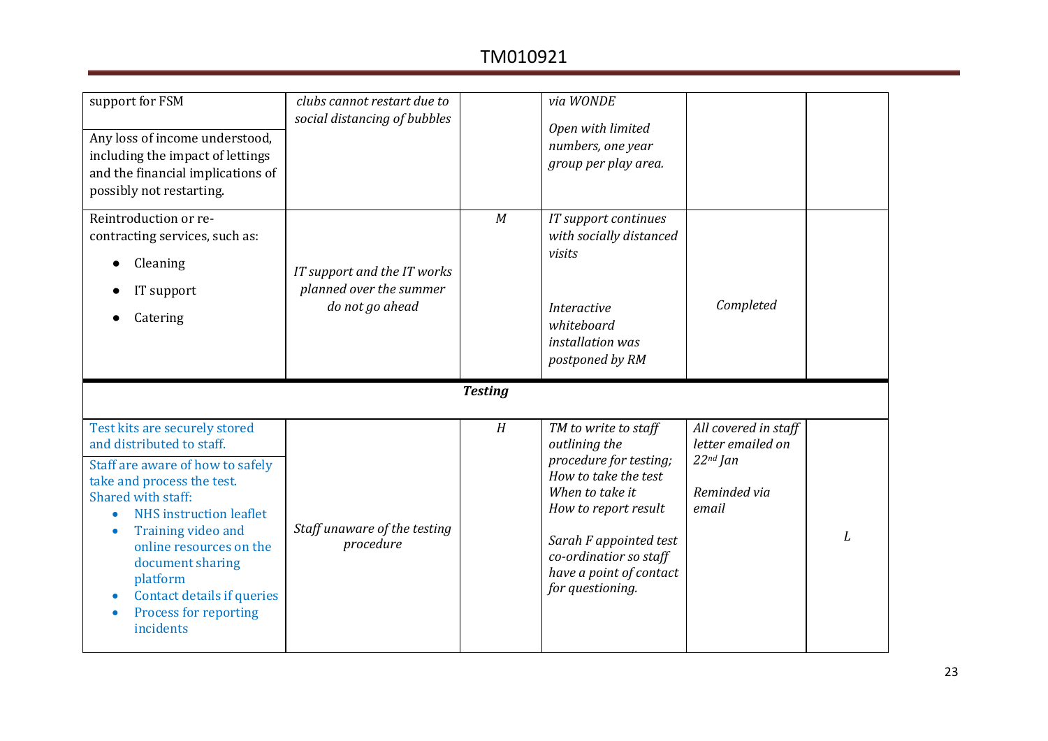| | | | | | |
|---|---|---|---|---|---|
| support for FSM<br><br>Any loss of income understood, including the impact of lettings and the financial implications of possibly not restarting. | *clubs cannot restart due to social distancing of bubbles* | | *via WONDE*<br><br>*Open with limited numbers, one year group per play area.* | | |
| Reintroduction or re-contracting services, such as:<br>• Cleaning<br>• IT support<br>• Catering | *IT support and the IT works planned over the summer do not go ahead* | *M* | *IT support continues with socially distanced visits*<br><br>*Interactive whiteboard installation was postponed by RM* | *Completed* | |
| | | ***Testing*** | | | |
| Test kits are securely stored and distributed to staff.<br><br>Staff are aware of how to safely take and process the test. Shared with staff:<br>• NHS instruction leaflet<br>• Training video and online resources on the document sharing platform<br>• Contact details if queries<br>• Process for reporting incidents | *Staff unaware of the testing procedure* | *H* | *TM to write to staff outlining the procedure for testing; How to take the test When to take it How to report result*<br><br>*Sarah F appointed test co-ordinatior so staff have a point of contact for questioning.* | *All covered in staff letter emailed on 22nd Jan*<br><br>*Reminded via email* | *L* |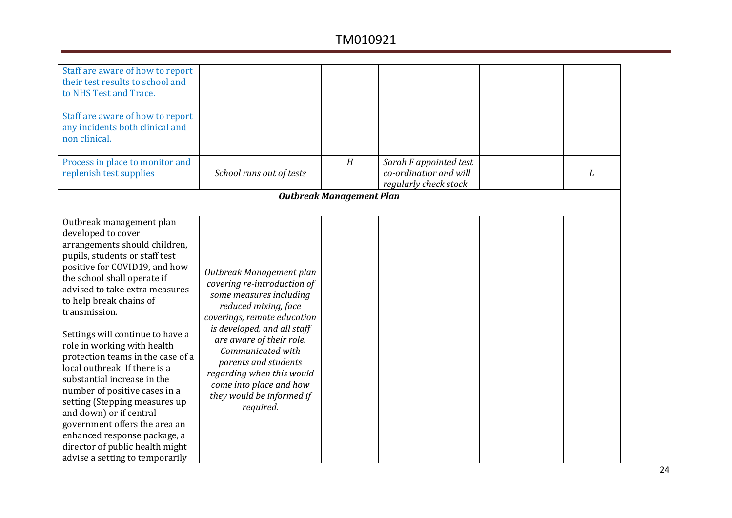| | | | | | |
|---|---|---|---|---|---|
| Staff are aware of how to report their test results to school and to NHS Test and Trace.<br><br>Staff are aware of how to report any incidents both clinical and non clinical. | | | | | |
| Process in place to monitor and replenish test supplies | *School runs out of tests* | *H* | *Sarah F appointed test co-ordinatior and will regularly check stock* | | *L* |
| ***Outbreak Management Plan*** | | | | | |
| Outbreak management plan developed to cover arrangements should children, pupils, students or staff test positive for COVID19, and how the school shall operate if advised to take extra measures to help break chains of transmission.<br><br>Settings will continue to have a role in working with health protection teams in the case of a local outbreak. If there is a substantial increase in the number of positive cases in a setting (Stepping measures up and down) or if central government offers the area an enhanced response package, a director of public health might advise a setting to temporarily | *Outbreak Management plan covering re-introduction of some measures including reduced mixing, face coverings, remote education is developed, and all staff are aware of their role. Communicated with parents and students regarding when this would come into place and how they would be informed if required.* | | | | |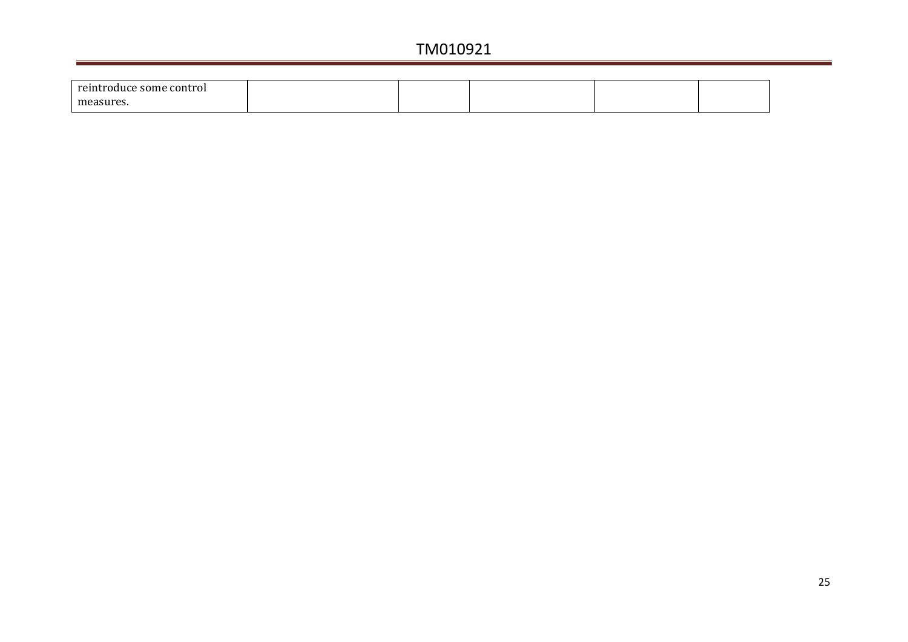| | | | | | |
|---|---|---|---|---|---|
| reintroduce some control measures. | | | | | |